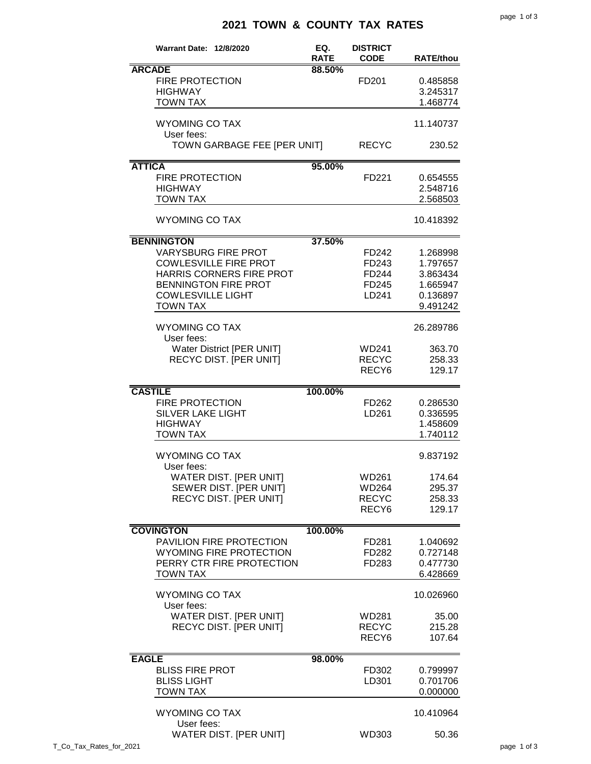# 2021 TOWN & COUNTY TAX RATES

| Warrant Date: 12/8/2020 | EQ. RATE | DISTRICT CODE | RATE/thou |
|---|---|---|---|
| **ARCADE** | 88.50% | | |
| FIRE PROTECTION | | FD201 | 0.485858 |
| HIGHWAY | | | 3.245317 |
| TOWN TAX | | | 1.468774 |
| WYOMING CO TAX | | | 11.140737 |
| User fees: | | | |
| TOWN GARBAGE FEE [PER UNIT] | | RECYC | 230.52 |
| **ATTICA** | 95.00% | | |
| FIRE PROTECTION | | FD221 | 0.654555 |
| HIGHWAY | | | 2.548716 |
| TOWN TAX | | | 2.568503 |
| WYOMING CO TAX | | | 10.418392 |
| **BENNINGTON** | 37.50% | | |
| VARYSBURG FIRE PROT | | FD242 | 1.268998 |
| COWLESVILLE FIRE PROT | | FD243 | 1.797657 |
| HARRIS CORNERS FIRE PROT | | FD244 | 3.863434 |
| BENNINGTON FIRE PROT | | FD245 | 1.665947 |
| COWLESVILLE LIGHT | | LD241 | 0.136897 |
| TOWN TAX | | | 9.491242 |
| WYOMING CO TAX | | | 26.289786 |
| User fees: | | | |
| Water District [PER UNIT] | | WD241 | 363.70 |
| RECYC DIST. [PER UNIT] | | RECYC | 258.33 |
| | | RECY6 | 129.17 |
| **CASTILE** | 100.00% | | |
| FIRE PROTECTION | | FD262 | 0.286530 |
| SILVER LAKE LIGHT | | LD261 | 0.336595 |
| HIGHWAY | | | 1.458609 |
| TOWN TAX | | | 1.740112 |
| WYOMING CO TAX | | | 9.837192 |
| User fees: | | | |
| WATER DIST. [PER UNIT] | | WD261 | 174.64 |
| SEWER DIST. [PER UNIT] | | WD264 | 295.37 |
| RECYC DIST. [PER UNIT] | | RECYC | 258.33 |
| | | RECY6 | 129.17 |
| **COVINGTON** | 100.00% | | |
| PAVILION FIRE PROTECTION | | FD281 | 1.040692 |
| WYOMING FIRE PROTECTION | | FD282 | 0.727148 |
| PERRY CTR FIRE PROTECTION | | FD283 | 0.477730 |
| TOWN TAX | | | 6.428669 |
| WYOMING CO TAX | | | 10.026960 |
| User fees: | | | |
| WATER DIST. [PER UNIT] | | WD281 | 35.00 |
| RECYC DIST. [PER UNIT] | | RECYC | 215.28 |
| | | RECY6 | 107.64 |
| **EAGLE** | 98.00% | | |
| BLISS FIRE PROT | | FD302 | 0.799997 |
| BLISS LIGHT | | LD301 | 0.701706 |
| TOWN TAX | | | 0.000000 |
| WYOMING CO TAX | | | 10.410964 |
| User fees: | | | |
| WATER DIST. [PER UNIT] | | WD303 | 50.36 |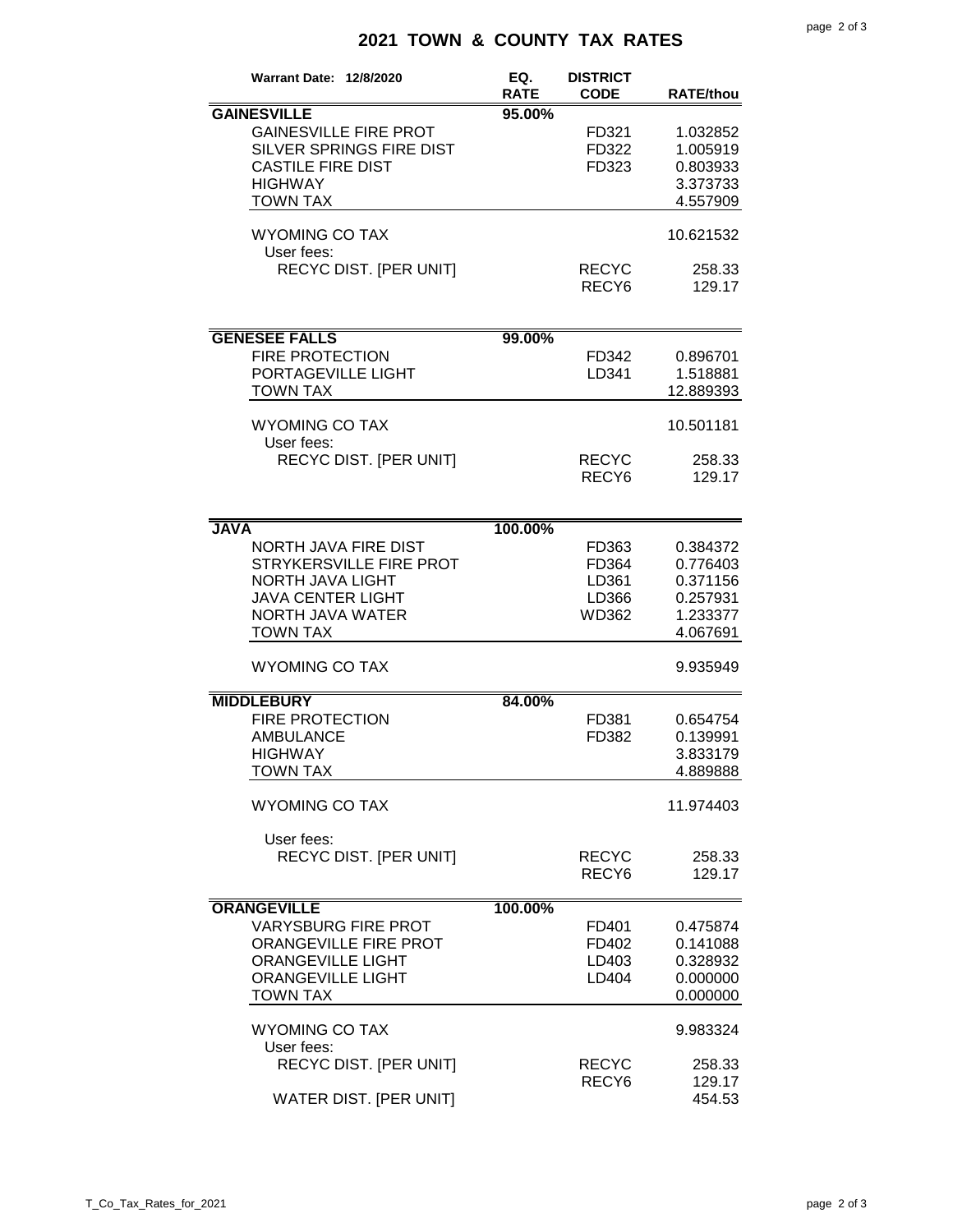# 2021 TOWN & COUNTY TAX RATES

| Warrant Date: 12/8/2020 | EQ. RATE | DISTRICT CODE | RATE/thou |
|---|---|---|---|
| **GAINESVILLE** | 95.00% | | |
| GAINESVILLE FIRE PROT | | FD321 | 1.032852 |
| SILVER SPRINGS FIRE DIST | | FD322 | 1.005919 |
| CASTILE FIRE DIST | | FD323 | 0.803933 |
| HIGHWAY | | | 3.373733 |
| TOWN TAX | | | 4.557909 |
| WYOMING CO TAX | | | 10.621532 |
| User fees: | | | |
| RECYC DIST. [PER UNIT] | | RECYC | 258.33 |
| | | RECY6 | 129.17 |
| **GENESEE FALLS** | 99.00% | | |
| FIRE PROTECTION | | FD342 | 0.896701 |
| PORTAGEVILLE LIGHT | | LD341 | 1.518881 |
| TOWN TAX | | | 12.889393 |
| WYOMING CO TAX | | | 10.501181 |
| User fees: | | | |
| RECYC DIST. [PER UNIT] | | RECYC | 258.33 |
| | | RECY6 | 129.17 |
| **JAVA** | 100.00% | | |
| NORTH JAVA FIRE DIST | | FD363 | 0.384372 |
| STRYKERSVILLE FIRE PROT | | FD364 | 0.776403 |
| NORTH JAVA LIGHT | | LD361 | 0.371156 |
| JAVA CENTER LIGHT | | LD366 | 0.257931 |
| NORTH JAVA WATER | | WD362 | 1.233377 |
| TOWN TAX | | | 4.067691 |
| WYOMING CO TAX | | | 9.935949 |
| **MIDDLEBURY** | 84.00% | | |
| FIRE PROTECTION | | FD381 | 0.654754 |
| AMBULANCE | | FD382 | 0.139991 |
| HIGHWAY | | | 3.833179 |
| TOWN TAX | | | 4.889888 |
| WYOMING CO TAX | | | 11.974403 |
| User fees: | | | |
| RECYC DIST. [PER UNIT] | | RECYC | 258.33 |
| | | RECY6 | 129.17 |
| **ORANGEVILLE** | 100.00% | | |
| VARYSBURG FIRE PROT | | FD401 | 0.475874 |
| ORANGEVILLE FIRE PROT | | FD402 | 0.141088 |
| ORANGEVILLE LIGHT | | LD403 | 0.328932 |
| ORANGEVILLE LIGHT | | LD404 | 0.000000 |
| TOWN TAX | | | 0.000000 |
| WYOMING CO TAX | | | 9.983324 |
| User fees: | | | |
| RECYC DIST. [PER UNIT] | | RECYC | 258.33 |
| | | RECY6 | 129.17 |
| WATER DIST. [PER UNIT] | | | 454.53 |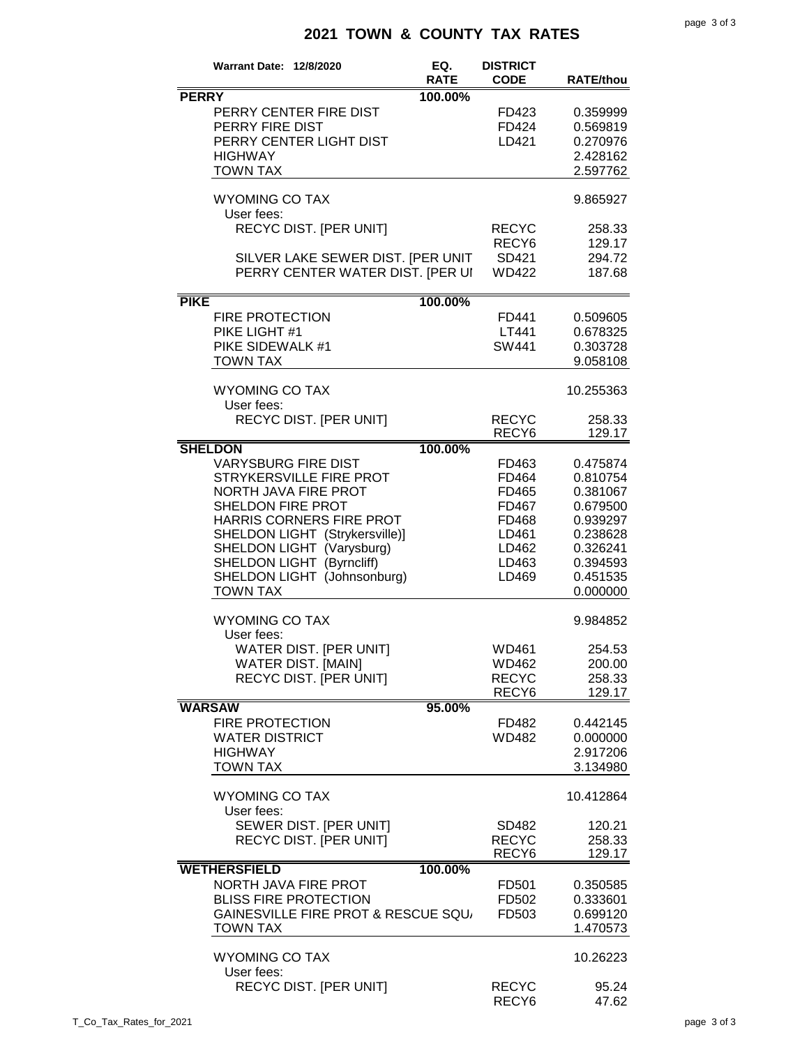# 2021 TOWN & COUNTY TAX RATES

| Warrant Date: 12/8/2020 | EQ. RATE | DISTRICT CODE | RATE/thou |
|---|---|---|---|
| **PERRY** | 100.00% | | |
| PERRY CENTER FIRE DIST | | FD423 | 0.359999 |
| PERRY FIRE DIST | | FD424 | 0.569819 |
| PERRY CENTER LIGHT DIST | | LD421 | 0.270976 |
| HIGHWAY | | | 2.428162 |
| TOWN TAX | | | 2.597762 |
| WYOMING CO TAX | | | 9.865927 |
| User fees: | | | |
| RECYC DIST. [PER UNIT] | | RECYC | 258.33 |
| | | RECY6 | 129.17 |
| SILVER LAKE SEWER DIST. [PER UNIT | | SD421 | 294.72 |
| PERRY CENTER WATER DIST. [PER UI | | WD422 | 187.68 |
| **PIKE** | 100.00% | | |
| FIRE PROTECTION | | FD441 | 0.509605 |
| PIKE LIGHT #1 | | LT441 | 0.678325 |
| PIKE SIDEWALK #1 | | SW441 | 0.303728 |
| TOWN TAX | | | 9.058108 |
| WYOMING CO TAX | | | 10.255363 |
| User fees: | | | |
| RECYC DIST. [PER UNIT] | | RECYC | 258.33 |
| | | RECY6 | 129.17 |
| **SHELDON** | 100.00% | | |
| VARYSBURG FIRE DIST | | FD463 | 0.475874 |
| STRYKERSVILLE FIRE PROT | | FD464 | 0.810754 |
| NORTH JAVA FIRE PROT | | FD465 | 0.381067 |
| SHELDON FIRE PROT | | FD467 | 0.679500 |
| HARRIS CORNERS FIRE PROT | | FD468 | 0.939297 |
| SHELDON LIGHT (Strykersville)] | | LD461 | 0.238628 |
| SHELDON LIGHT (Varysburg) | | LD462 | 0.326241 |
| SHELDON LIGHT (Byrncliff) | | LD463 | 0.394593 |
| SHELDON LIGHT (Johnsonburg) | | LD469 | 0.451535 |
| TOWN TAX | | | 0.000000 |
| WYOMING CO TAX | | | 9.984852 |
| User fees: | | | |
| WATER DIST. [PER UNIT] | | WD461 | 254.53 |
| WATER DIST. [MAIN] | | WD462 | 200.00 |
| RECYC DIST. [PER UNIT] | | RECYC | 258.33 |
| | | RECY6 | 129.17 |
| **WARSAW** | 95.00% | | |
| FIRE PROTECTION | | FD482 | 0.442145 |
| WATER DISTRICT | | WD482 | 0.000000 |
| HIGHWAY | | | 2.917206 |
| TOWN TAX | | | 3.134980 |
| WYOMING CO TAX | | | 10.412864 |
| User fees: | | | |
| SEWER DIST. [PER UNIT] | | SD482 | 120.21 |
| RECYC DIST. [PER UNIT] | | RECYC | 258.33 |
| | | RECY6 | 129.17 |
| **WETHERSFIELD** | 100.00% | | |
| NORTH JAVA FIRE PROT | | FD501 | 0.350585 |
| BLISS FIRE PROTECTION | | FD502 | 0.333601 |
| GAINESVILLE FIRE PROT & RESCUE SQU/ | | FD503 | 0.699120 |
| TOWN TAX | | | 1.470573 |
| WYOMING CO TAX | | | 10.26223 |
| User fees: | | | |
| RECYC DIST. [PER UNIT] | | RECYC | 95.24 |
| | | RECY6 | 47.62 |